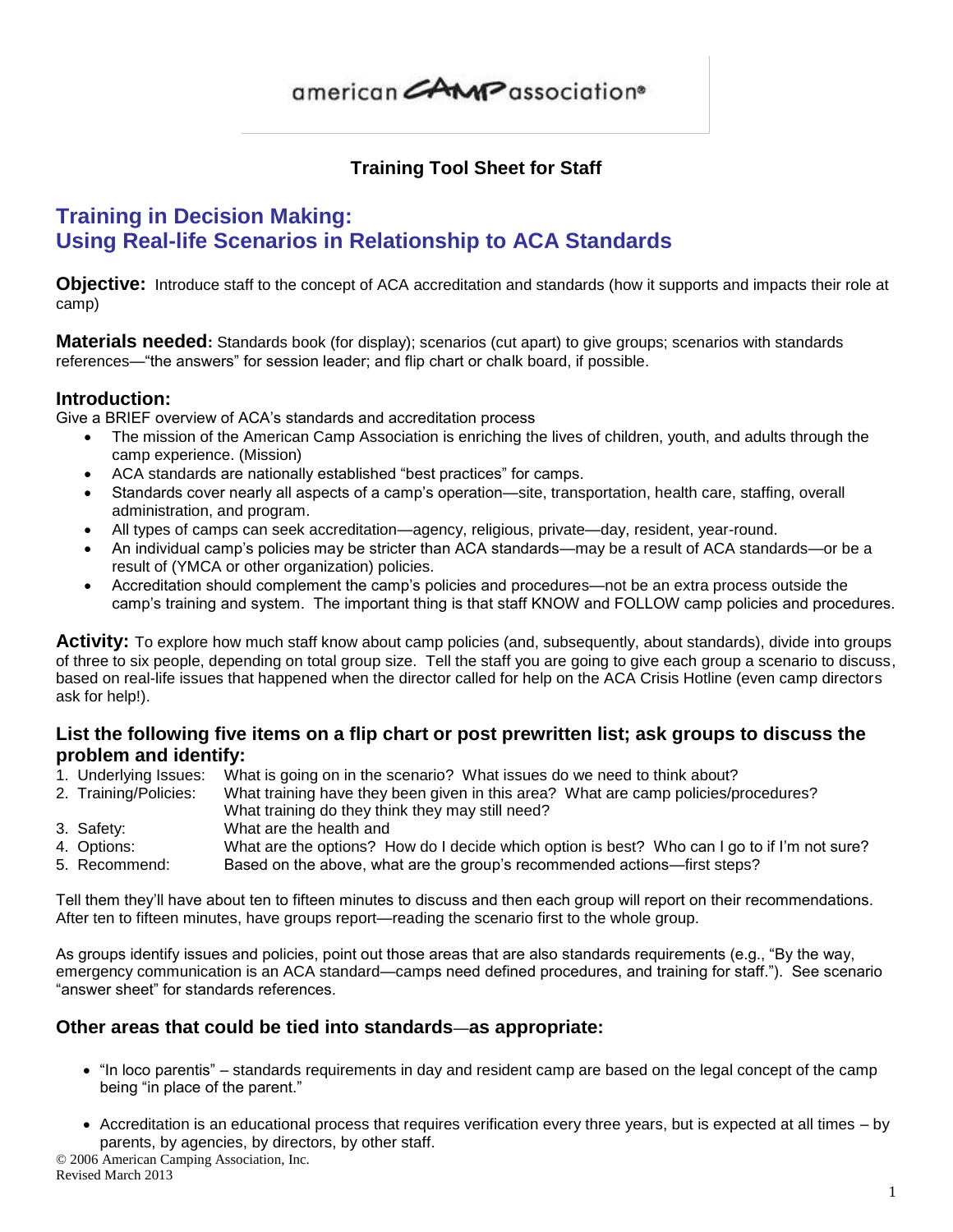american CAMP association®

**Training Tool Sheet for Staff**

# Training in Decision Making: Using Real-life Scenarios in Relationship to ACA Standards

**Objective:** Introduce staff to the concept of ACA accreditation and standards (how it supports and impacts their role at camp)

**Materials needed:** Standards book (for display); scenarios (cut apart) to give groups; scenarios with standards references—"the answers" for session leader; and flip chart or chalk board, if possible.

### Introduction:

Give a BRIEF overview of ACA's standards and accreditation process

- The mission of the American Camp Association is enriching the lives of children, youth, and adults through the camp experience. (Mission)
- ACA standards are nationally established "best practices" for camps.
- Standards cover nearly all aspects of a camp's operation—site, transportation, health care, staffing, overall administration, and program.
- All types of camps can seek accreditation—agency, religious, private—day, resident, year-round.
- An individual camp's policies may be stricter than ACA standards—may be a result of ACA standards—or be a result of (YMCA or other organization) policies.
- Accreditation should complement the camp's policies and procedures—not be an extra process outside the camp's training and system. The important thing is that staff KNOW and FOLLOW camp policies and procedures.

**Activity:** To explore how much staff know about camp policies (and, subsequently, about standards), divide into groups of three to six people, depending on total group size. Tell the staff you are going to give each group a scenario to discuss, based on real-life issues that happened when the director called for help on the ACA Crisis Hotline (even camp directors ask for help!).

### List the following five items on a flip chart or post prewritten list; ask groups to discuss the problem and identify:

1. Underlying Issues: What is going on in the scenario? What issues do we need to think about?
2. Training/Policies: What training have they been given in this area? What are camp policies/procedures? What training do they think they may still need?
3. Safety: What are the health and
4. Options: What are the options? How do I decide which option is best? Who can I go to if I'm not sure?
5. Recommend: Based on the above, what are the group's recommended actions—first steps?

Tell them they'll have about ten to fifteen minutes to discuss and then each group will report on their recommendations. After ten to fifteen minutes, have groups report—reading the scenario first to the whole group.

As groups identify issues and policies, point out those areas that are also standards requirements (e.g., "By the way, emergency communication is an ACA standard—camps need defined procedures, and training for staff."). See scenario "answer sheet" for standards references.

### Other areas that could be tied into standards—as appropriate:

- "In loco parentis" – standards requirements in day and resident camp are based on the legal concept of the camp being "in place of the parent."
- Accreditation is an educational process that requires verification every three years, but is expected at all times – by parents, by agencies, by directors, by other staff.

© 2006 American Camping Association, Inc.
Revised March 2013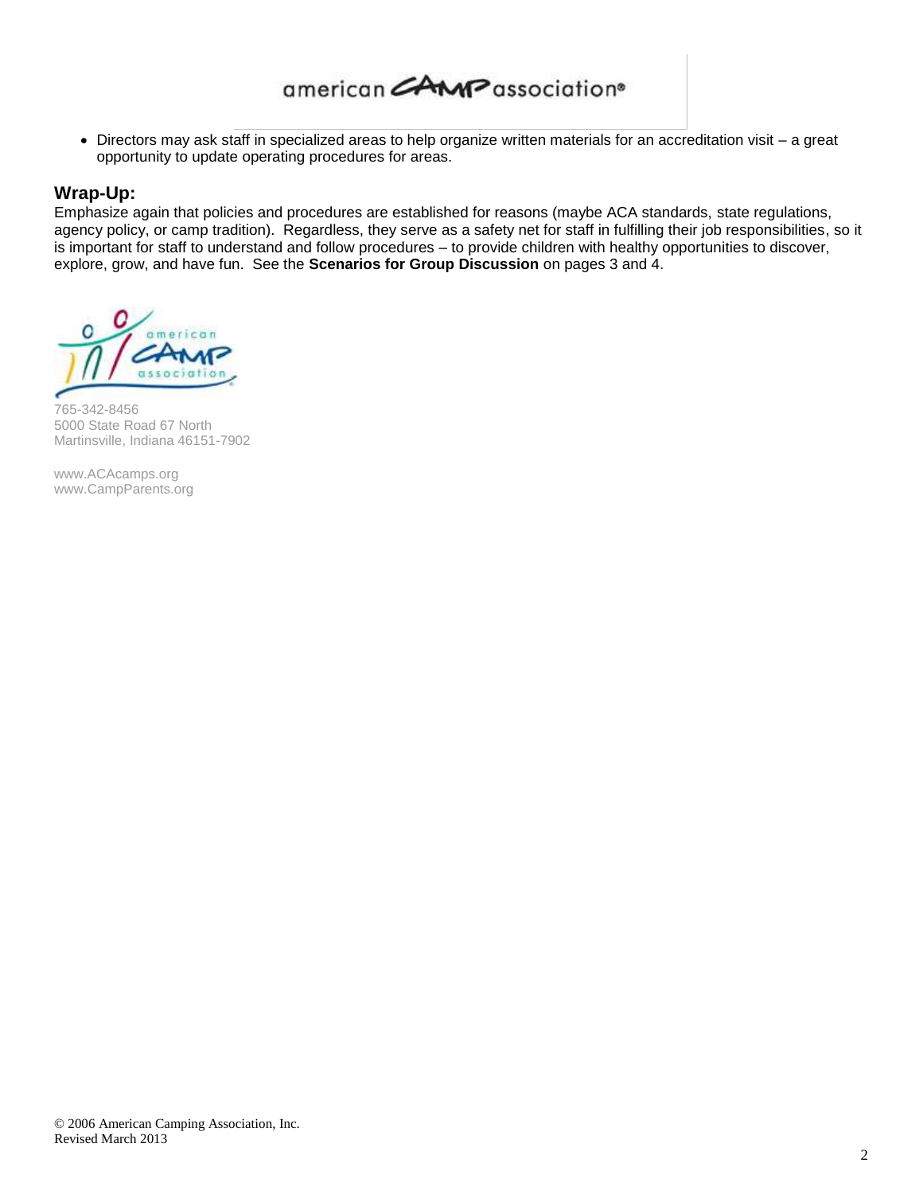- Directors may ask staff in specialized areas to help organize written materials for an accreditation visit – a great opportunity to update operating procedures for areas.

## Wrap-Up:

Emphasize again that policies and procedures are established for reasons (maybe ACA standards, state regulations, agency policy, or camp tradition). Regardless, they serve as a safety net for staff in fulfilling their job responsibilities, so it is important for staff to understand and follow procedures – to provide children with healthy opportunities to discover, explore, grow, and have fun. See the **Scenarios for Group Discussion** on pages 3 and 4.

765-342-8456
5000 State Road 67 North
Martinsville, Indiana 46151-7902

www.ACAcamps.org
www.CampParents.org

© 2006 American Camping Association, Inc.
Revised March 2013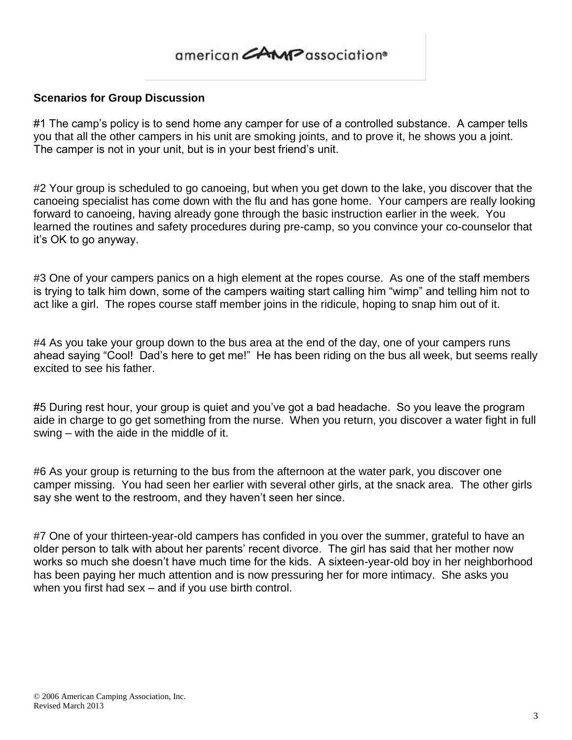american CAMP association®

**Scenarios for Group Discussion**

#1 The camp's policy is to send home any camper for use of a controlled substance. A camper tells you that all the other campers in his unit are smoking joints, and to prove it, he shows you a joint. The camper is not in your unit, but is in your best friend's unit.

#2 Your group is scheduled to go canoeing, but when you get down to the lake, you discover that the canoeing specialist has come down with the flu and has gone home. Your campers are really looking forward to canoeing, having already gone through the basic instruction earlier in the week. You learned the routines and safety procedures during pre-camp, so you convince your co-counselor that it's OK to go anyway.

#3 One of your campers panics on a high element at the ropes course. As one of the staff members is trying to talk him down, some of the campers waiting start calling him "wimp" and telling him not to act like a girl. The ropes course staff member joins in the ridicule, hoping to snap him out of it.

#4 As you take your group down to the bus area at the end of the day, one of your campers runs ahead saying "Cool! Dad's here to get me!" He has been riding on the bus all week, but seems really excited to see his father.

#5 During rest hour, your group is quiet and you've got a bad headache. So you leave the program aide in charge to go get something from the nurse. When you return, you discover a water fight in full swing – with the aide in the middle of it.

#6 As your group is returning to the bus from the afternoon at the water park, you discover one camper missing. You had seen her earlier with several other girls, at the snack area. The other girls say she went to the restroom, and they haven't seen her since.

#7 One of your thirteen-year-old campers has confided in you over the summer, grateful to have an older person to talk with about her parents' recent divorce. The girl has said that her mother now works so much she doesn't have much time for the kids. A sixteen-year-old boy in her neighborhood has been paying her much attention and is now pressuring her for more intimacy. She asks you when you first had sex – and if you use birth control.

© 2006 American Camping Association, Inc.
Revised March 2013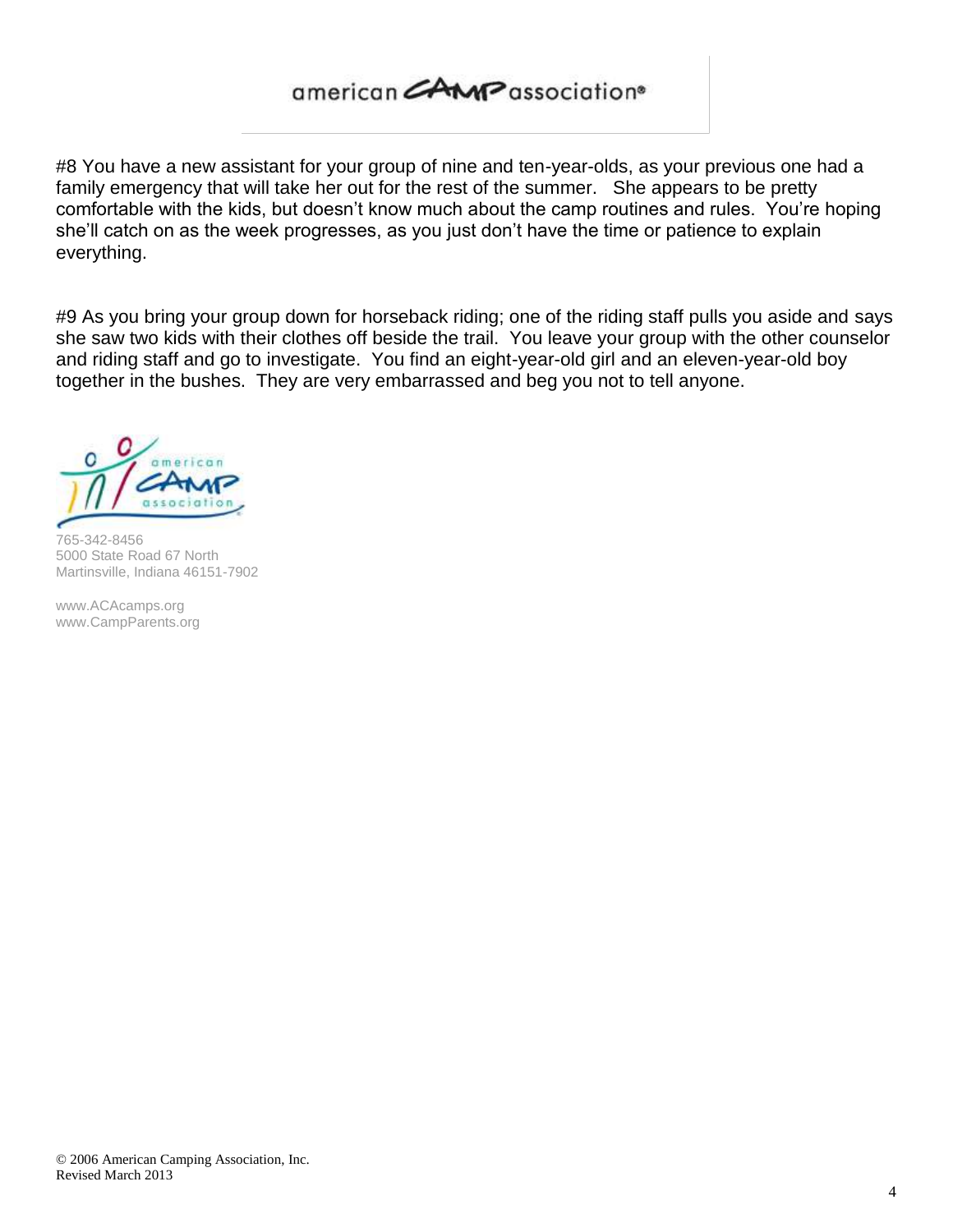#8 You have a new assistant for your group of nine and ten-year-olds, as your previous one had a family emergency that will take her out for the rest of the summer. She appears to be pretty comfortable with the kids, but doesn't know much about the camp routines and rules. You're hoping she'll catch on as the week progresses, as you just don't have the time or patience to explain everything.

#9 As you bring your group down for horseback riding; one of the riding staff pulls you aside and says she saw two kids with their clothes off beside the trail. You leave your group with the other counselor and riding staff and go to investigate. You find an eight-year-old girl and an eleven-year-old boy together in the bushes. They are very embarrassed and beg you not to tell anyone.

765-342-8456
5000 State Road 67 North
Martinsville, Indiana 46151-7902

www.ACAcamps.org
www.CampParents.org

© 2006 American Camping Association, Inc.
Revised March 2013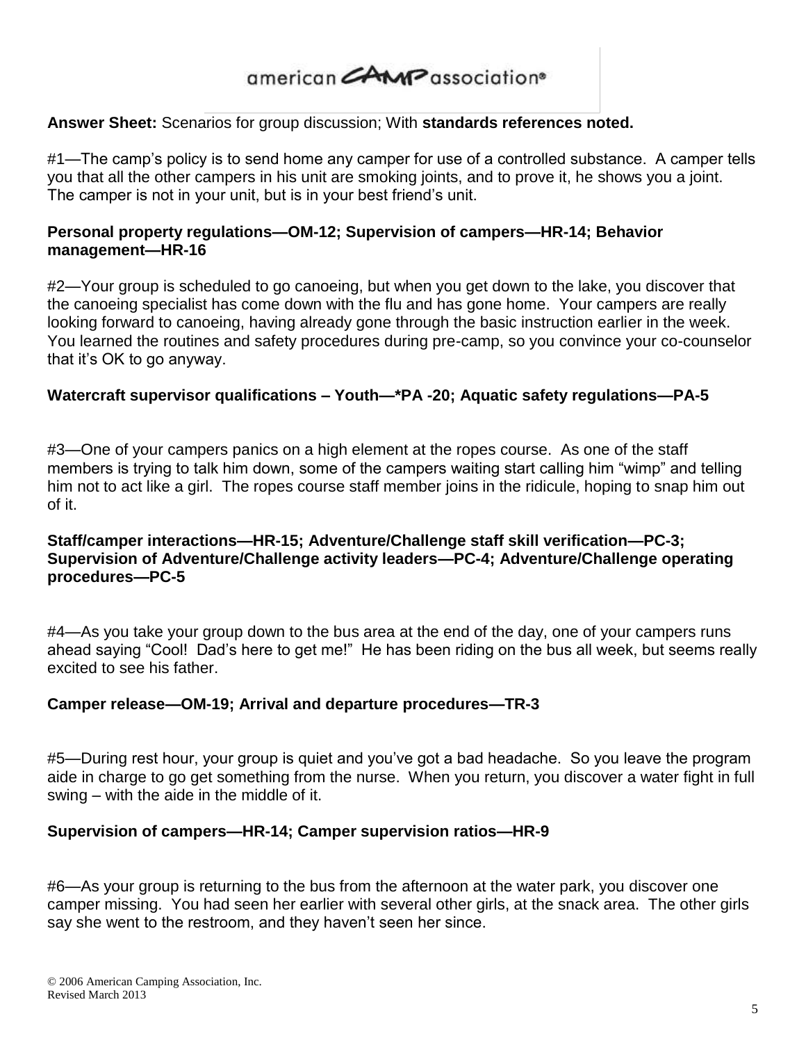american CAMP association®

**Answer Sheet:** Scenarios for group discussion; With **standards references noted.**

#1—The camp's policy is to send home any camper for use of a controlled substance. A camper tells you that all the other campers in his unit are smoking joints, and to prove it, he shows you a joint. The camper is not in your unit, but is in your best friend's unit.

**Personal property regulations—OM-12; Supervision of campers—HR-14; Behavior management—HR-16**

#2—Your group is scheduled to go canoeing, but when you get down to the lake, you discover that the canoeing specialist has come down with the flu and has gone home. Your campers are really looking forward to canoeing, having already gone through the basic instruction earlier in the week. You learned the routines and safety procedures during pre-camp, so you convince your co-counselor that it's OK to go anyway.

**Watercraft supervisor qualifications – Youth—*PA -20; Aquatic safety regulations—PA-5**

#3—One of your campers panics on a high element at the ropes course. As one of the staff members is trying to talk him down, some of the campers waiting start calling him "wimp" and telling him not to act like a girl. The ropes course staff member joins in the ridicule, hoping to snap him out of it.

**Staff/camper interactions—HR-15; Adventure/Challenge staff skill verification—PC-3; Supervision of Adventure/Challenge activity leaders—PC-4; Adventure/Challenge operating procedures—PC-5**

#4—As you take your group down to the bus area at the end of the day, one of your campers runs ahead saying "Cool! Dad's here to get me!" He has been riding on the bus all week, but seems really excited to see his father.

**Camper release—OM-19; Arrival and departure procedures—TR-3**

#5—During rest hour, your group is quiet and you've got a bad headache. So you leave the program aide in charge to go get something from the nurse. When you return, you discover a water fight in full swing – with the aide in the middle of it.

**Supervision of campers—HR-14; Camper supervision ratios—HR-9**

#6—As your group is returning to the bus from the afternoon at the water park, you discover one camper missing. You had seen her earlier with several other girls, at the snack area. The other girls say she went to the restroom, and they haven't seen her since.

© 2006 American Camping Association, Inc.
Revised March 2013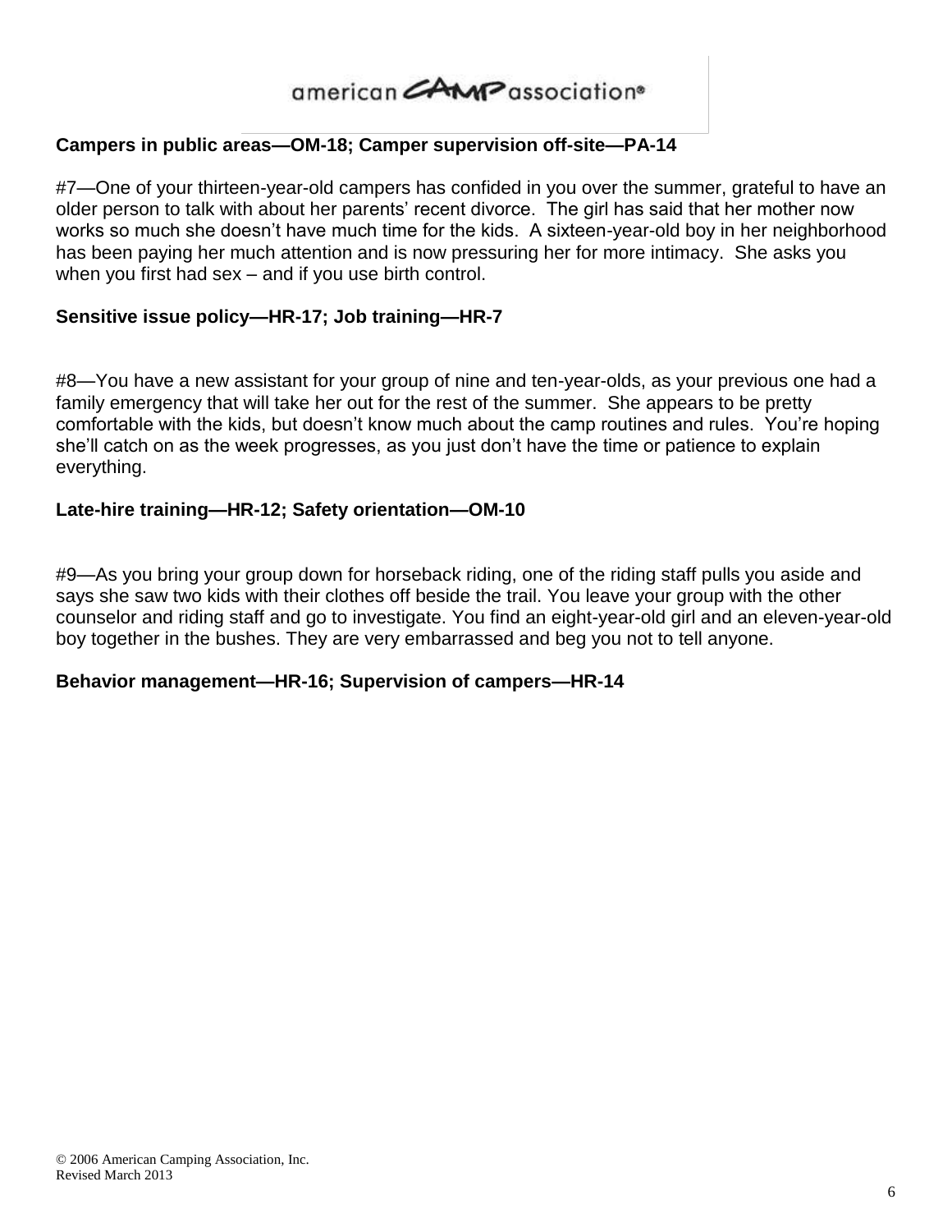**Campers in public areas—OM-18; Camper supervision off-site—PA-14**

#7—One of your thirteen-year-old campers has confided in you over the summer, grateful to have an older person to talk with about her parents' recent divorce. The girl has said that her mother now works so much she doesn't have much time for the kids. A sixteen-year-old boy in her neighborhood has been paying her much attention and is now pressuring her for more intimacy. She asks you when you first had sex – and if you use birth control.

**Sensitive issue policy—HR-17; Job training—HR-7**

#8—You have a new assistant for your group of nine and ten-year-olds, as your previous one had a family emergency that will take her out for the rest of the summer. She appears to be pretty comfortable with the kids, but doesn't know much about the camp routines and rules. You're hoping she'll catch on as the week progresses, as you just don't have the time or patience to explain everything.

**Late-hire training—HR-12; Safety orientation—OM-10**

#9—As you bring your group down for horseback riding, one of the riding staff pulls you aside and says she saw two kids with their clothes off beside the trail. You leave your group with the other counselor and riding staff and go to investigate. You find an eight-year-old girl and an eleven-year-old boy together in the bushes. They are very embarrassed and beg you not to tell anyone.

**Behavior management—HR-16; Supervision of campers—HR-14**

© 2006 American Camping Association, Inc.
Revised March 2013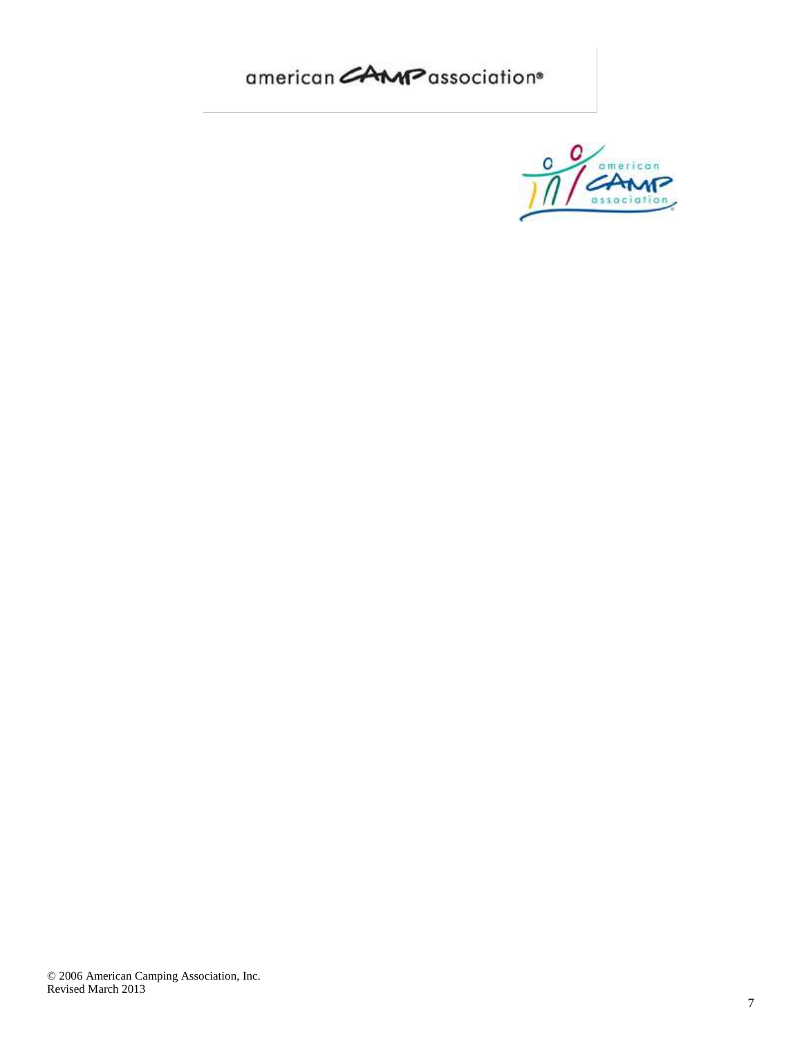© 2006 American Camping Association, Inc.
Revised March 2013